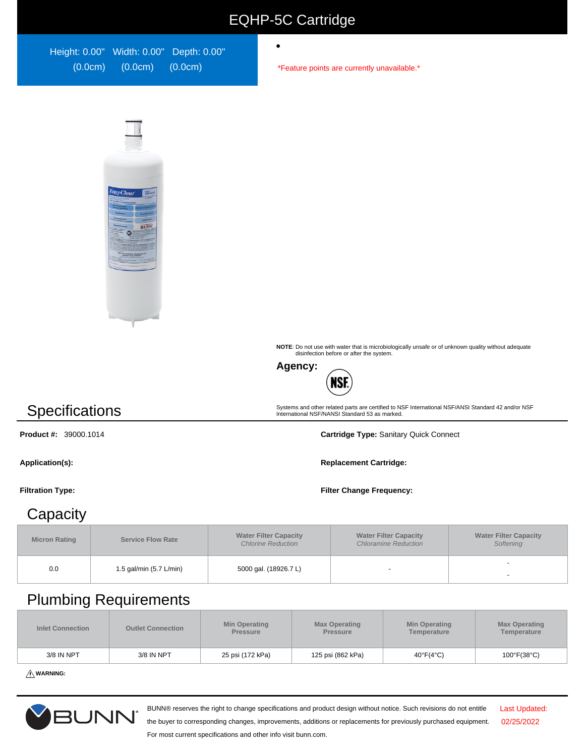# EQHP-5C Cartridge

Height: 0.00" (0.0cm) Width: 0.00" (0.0cm) Depth: 0.00" (0.0cm)

- 

*Feature points are currently unavailable.*

**NOTE**: Do not use with water that is microbiologically unsafe or of unknown quality without adequate disinfection before or after the system.

**Agency:**

NSF

Systems and other related parts are certified to NSF International NSF/ANSI Standard 42 and/or NSF International NSF/NANSI Standard 53 as marked.

## Specifications

**Product #:** 39000.1014

**Cartridge Type:** Sanitary Quick Connect

**Application(s):**

**Replacement Cartridge:**

**Filtration Type:**

**Filter Change Frequency:**

## Capacity

| Micron Rating | Service Flow Rate | Water Filter Capacity *Chlorine Reduction* | Water Filter Capacity *Chloramine Reduction* | Water Filter Capacity *Softening* |
|---|---|---|---|---|
| 0.0 | 1.5 gal/min (5.7 L/min) | 5000 gal. (18926.7 L) | - | - <br> - |

## Plumbing Requirements

| Inlet Connection | Outlet Connection | Min Operating Pressure | Max Operating Pressure | Min Operating Temperature | Max Operating Temperature |
|---|---|---|---|---|---|
| 3/8 IN NPT | 3/8 IN NPT | 25 psi (172 kPa) | 125 psi (862 kPa) | 40°F(4°C) | 100°F(38°C) |

⚠ **WARNING:**

BUNN® reserves the right to change specifications and product design without notice. Such revisions do not entitle the buyer to corresponding changes, improvements, additions or replacements for previously purchased equipment. For most current specifications and other info visit bunn.com.

Last Updated: 02/25/2022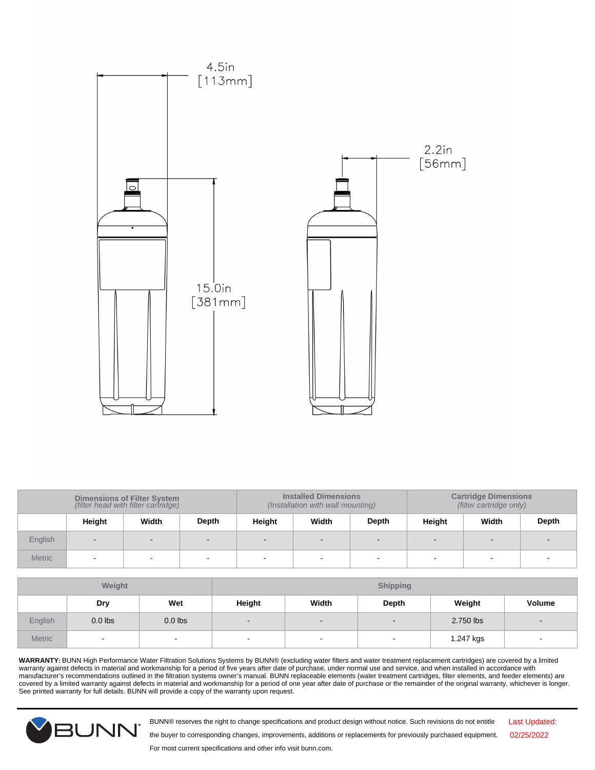4.5in
[113mm]

2.2in
[56mm]

15.0in
[381mm]

| | Dimensions of Filter System *(filter head with filter cartridge)* | | | Installed Dimensions *(Installation with wall mounting)* | | | Cartridge Dimensions *(filter cartridge only)* | | |
|---|---|---|---|---|---|---|---|---|---|
| | **Height** | **Width** | **Depth** | **Height** | **Width** | **Depth** | **Height** | **Width** | **Depth** |
| English | - | - | - | - | - | - | - | - | - |
| Metric | - | - | - | - | - | - | - | - | - |

| | Weight | | Shipping | | | | |
|---|---|---|---|---|---|---|---|
| | **Dry** | **Wet** | **Height** | **Width** | **Depth** | **Weight** | **Volume** |
| English | 0.0 lbs | 0.0 lbs | - | - | - | 2.750 lbs | - |
| Metric | - | - | - | - | - | 1.247 kgs | - |

**WARRANTY:** BUNN High Performance Water Filtration Solutions Systems by BUNN® (excluding water filters and water treatment replacement cartridges) are covered by a limited warranty against defects in material and workmanship for a period of five years after date of purchase, under normal use and service, and when installed in accordance with manufacturer's recommendations outlined in the filtration systems owner's manual. BUNN replaceable elements (water treatment cartridges, filter elements, and feeder elements) are covered by a limited warranty against defects in material and workmanship for a period of one year after date of purchase or the remainder of the original warranty, whichever is longer. See printed warranty for full details. BUNN will provide a copy of the warranty upon request.

BUNN® reserves the right to change specifications and product design without notice. Such revisions do not entitle the buyer to corresponding changes, improvements, additions or replacements for previously purchased equipment. For most current specifications and other info visit bunn.com.

Last Updated: 02/25/2022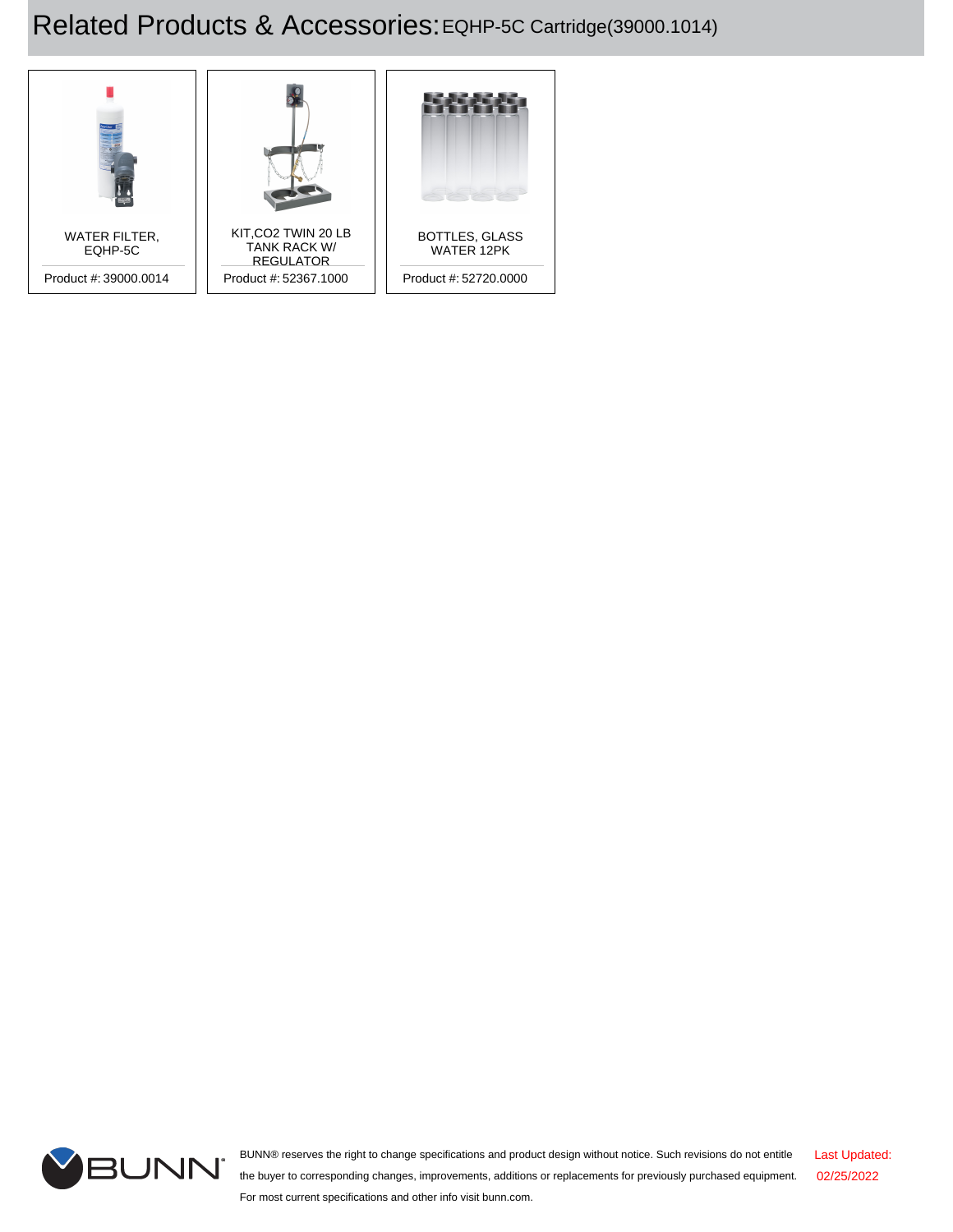# Related Products & Accessories: EQHP-5C Cartridge(39000.1014)

| Product | Product # |
| --- | --- |
| WATER FILTER, EQHP-5C | 39000.0014 |
| KIT,CO2 TWIN 20 LB TANK RACK W/ REGULATOR | 52367.1000 |
| BOTTLES, GLASS WATER 12PK | 52720.0000 |

BUNN® reserves the right to change specifications and product design without notice. Such revisions do not entitle the buyer to corresponding changes, improvements, additions or replacements for previously purchased equipment. For most current specifications and other info visit bunn.com.

Last Updated: 02/25/2022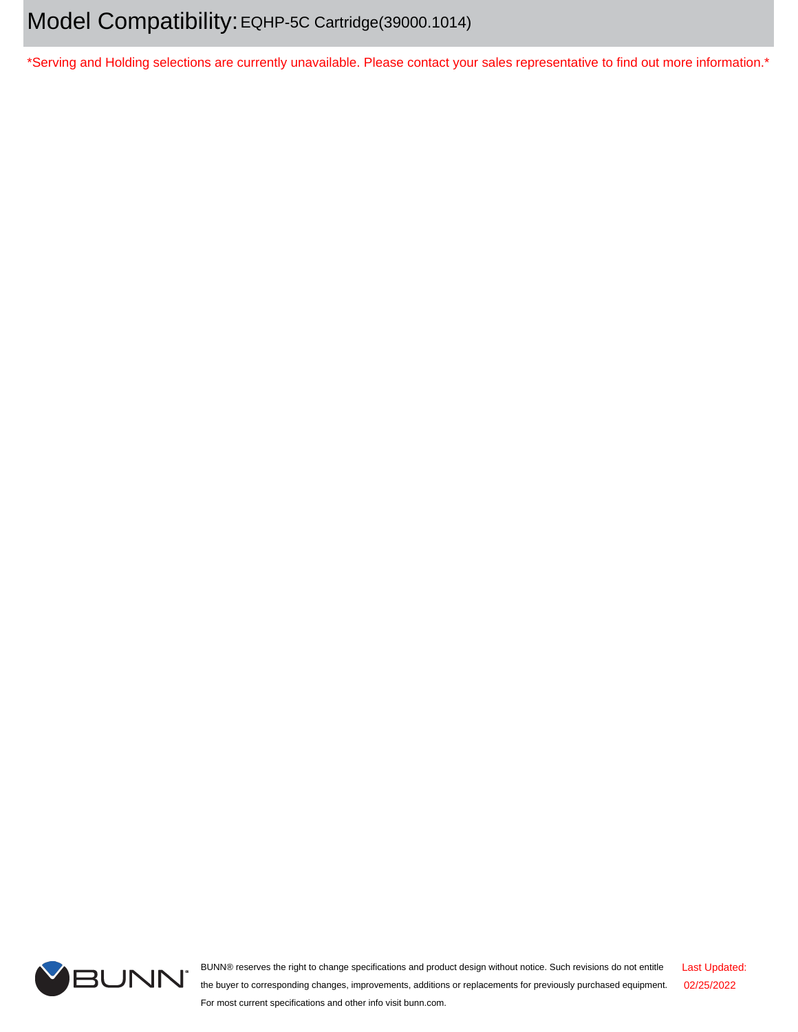# Model Compatibility: EQHP-5C Cartridge(39000.1014)

*Serving and Holding selections are currently unavailable. Please contact your sales representative to find out more information.*

BUNN® reserves the right to change specifications and product design without notice. Such revisions do not entitle the buyer to corresponding changes, improvements, additions or replacements for previously purchased equipment. For most current specifications and other info visit bunn.com.

Last Updated: 02/25/2022